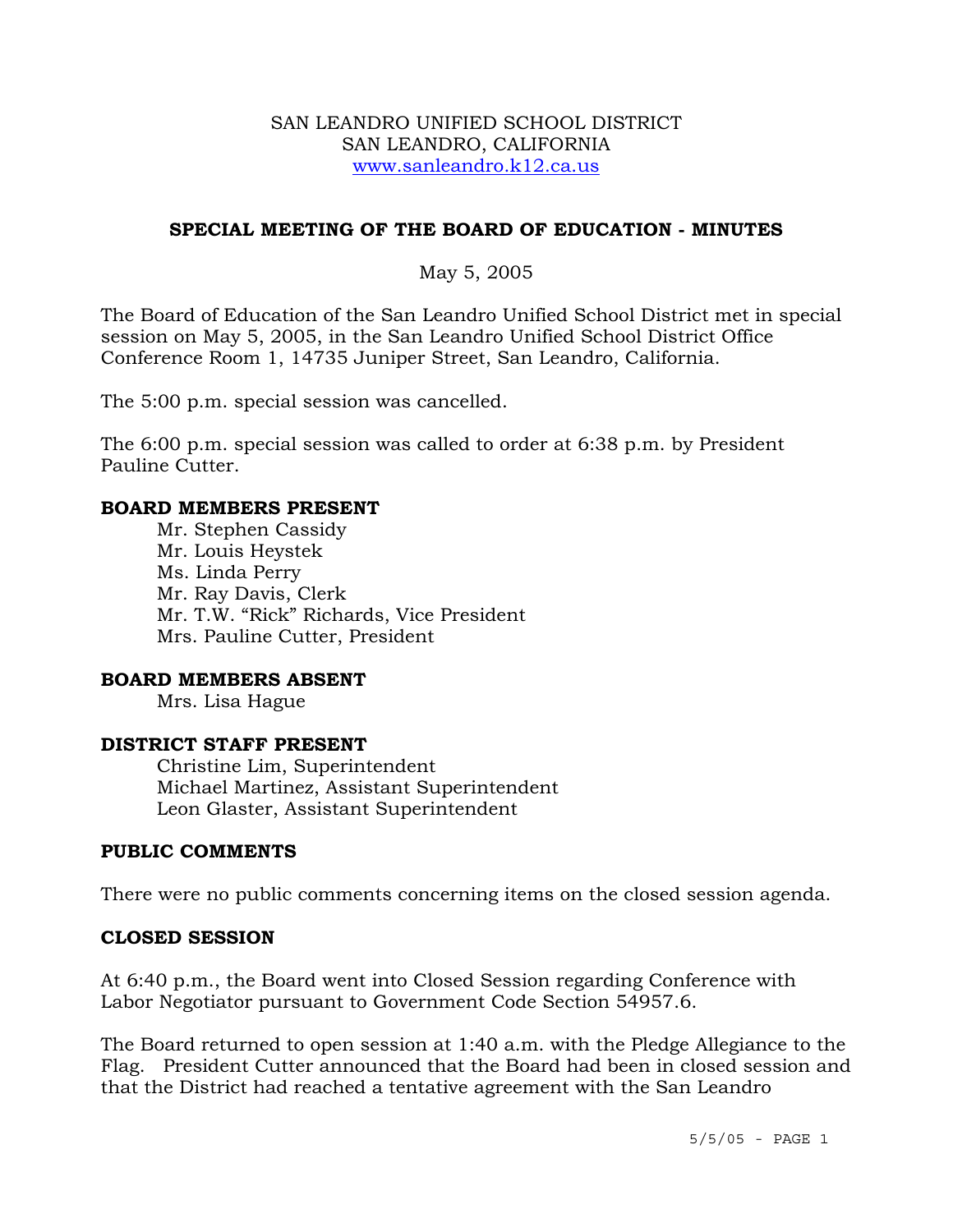SAN LEANDRO UNIFIED SCHOOL DISTRICT
SAN LEANDRO, CALIFORNIA
www.sanleandro.k12.ca.us

## SPECIAL MEETING OF THE BOARD OF EDUCATION - MINUTES

May 5, 2005

The Board of Education of the San Leandro Unified School District met in special session on May 5, 2005, in the San Leandro Unified School District Office Conference Room 1, 14735 Juniper Street, San Leandro, California.

The 5:00 p.m. special session was cancelled.

The 6:00 p.m. special session was called to order at 6:38 p.m. by President Pauline Cutter.

### BOARD MEMBERS PRESENT

Mr. Stephen Cassidy
Mr. Louis Heystek
Ms. Linda Perry
Mr. Ray Davis, Clerk
Mr. T.W. "Rick" Richards, Vice President
Mrs. Pauline Cutter, President

### BOARD MEMBERS ABSENT

Mrs. Lisa Hague

### DISTRICT STAFF PRESENT

Christine Lim, Superintendent
Michael Martinez, Assistant Superintendent
Leon Glaster, Assistant Superintendent

### PUBLIC COMMENTS

There were no public comments concerning items on the closed session agenda.

### CLOSED SESSION

At 6:40 p.m., the Board went into Closed Session regarding Conference with Labor Negotiator pursuant to Government Code Section 54957.6.

The Board returned to open session at 1:40 a.m. with the Pledge Allegiance to the Flag. President Cutter announced that the Board had been in closed session and that the District had reached a tentative agreement with the San Leandro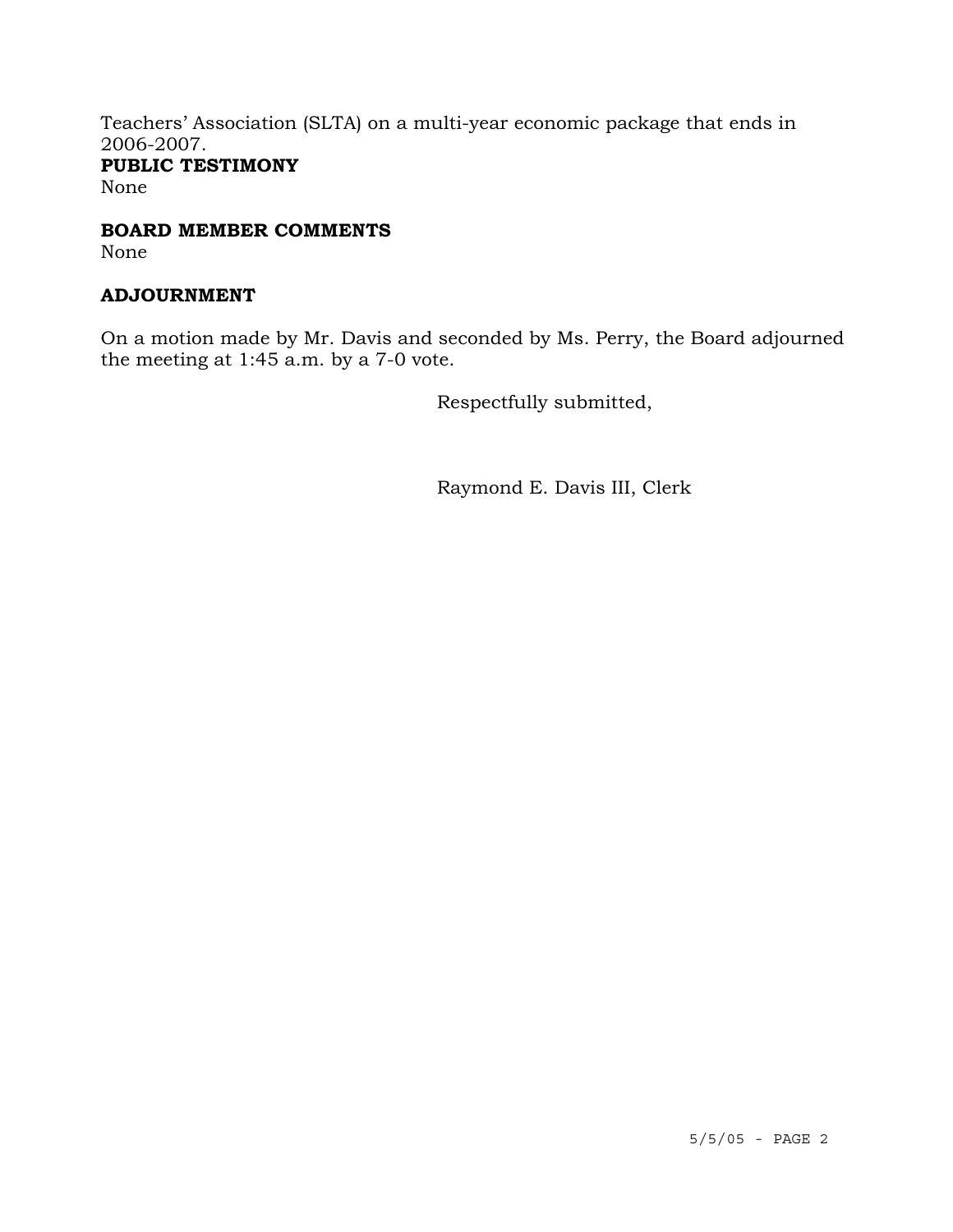Teachers' Association (SLTA) on a multi-year economic package that ends in 2006-2007.

**PUBLIC TESTIMONY**

None

**BOARD MEMBER COMMENTS**

None

**ADJOURNMENT**

On a motion made by Mr. Davis and seconded by Ms. Perry, the Board adjourned the meeting at 1:45 a.m. by a 7-0 vote.

Respectfully submitted,

Raymond E. Davis III, Clerk